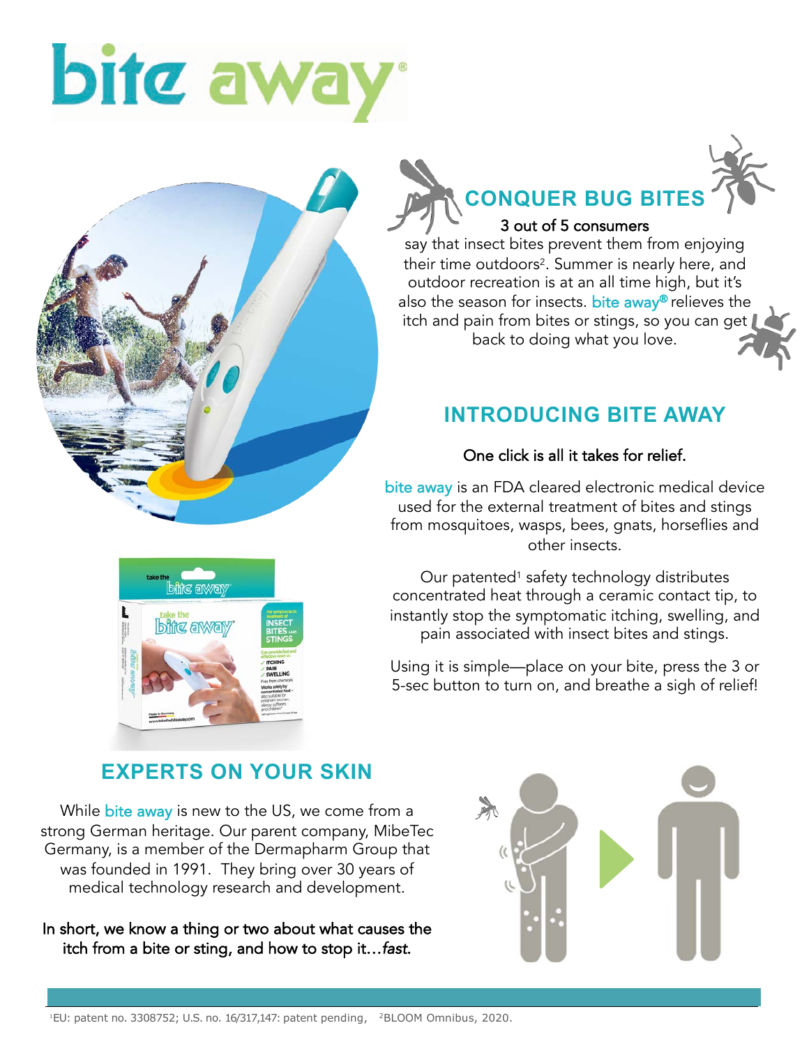# bite away®

## CONQUER BUG BITES

3 out of 5 consumers say that insect bites prevent them from enjoying their time outdoors[2]. Summer is nearly here, and outdoor recreation is at an all time high, but it's also the season for insects. bite away® relieves the itch and pain from bites or stings, so you can get back to doing what you love.

## INTRODUCING BITE AWAY

One click is all it takes for relief.

bite away is an FDA cleared electronic medical device used for the external treatment of bites and stings from mosquitoes, wasps, bees, gnats, horseflies and other insects.

Our patented[1] safety technology distributes concentrated heat through a ceramic contact tip, to instantly stop the symptomatic itching, swelling, and pain associated with insect bites and stings.

Using it is simple—place on your bite, press the 3 or 5-sec button to turn on, and breathe a sigh of relief!

## EXPERTS ON YOUR SKIN

While bite away is new to the US, we come from a strong German heritage. Our parent company, MibeTec Germany, is a member of the Dermapharm Group that was founded in 1991. They bring over 30 years of medical technology research and development.

In short, we know a thing or two about what causes the itch from a bite or sting, and how to stop it…*fast*.

[1]EU: patent no. 3308752; U.S. no. 16/317,147: patent pending, [2]BLOOM Omnibus, 2020.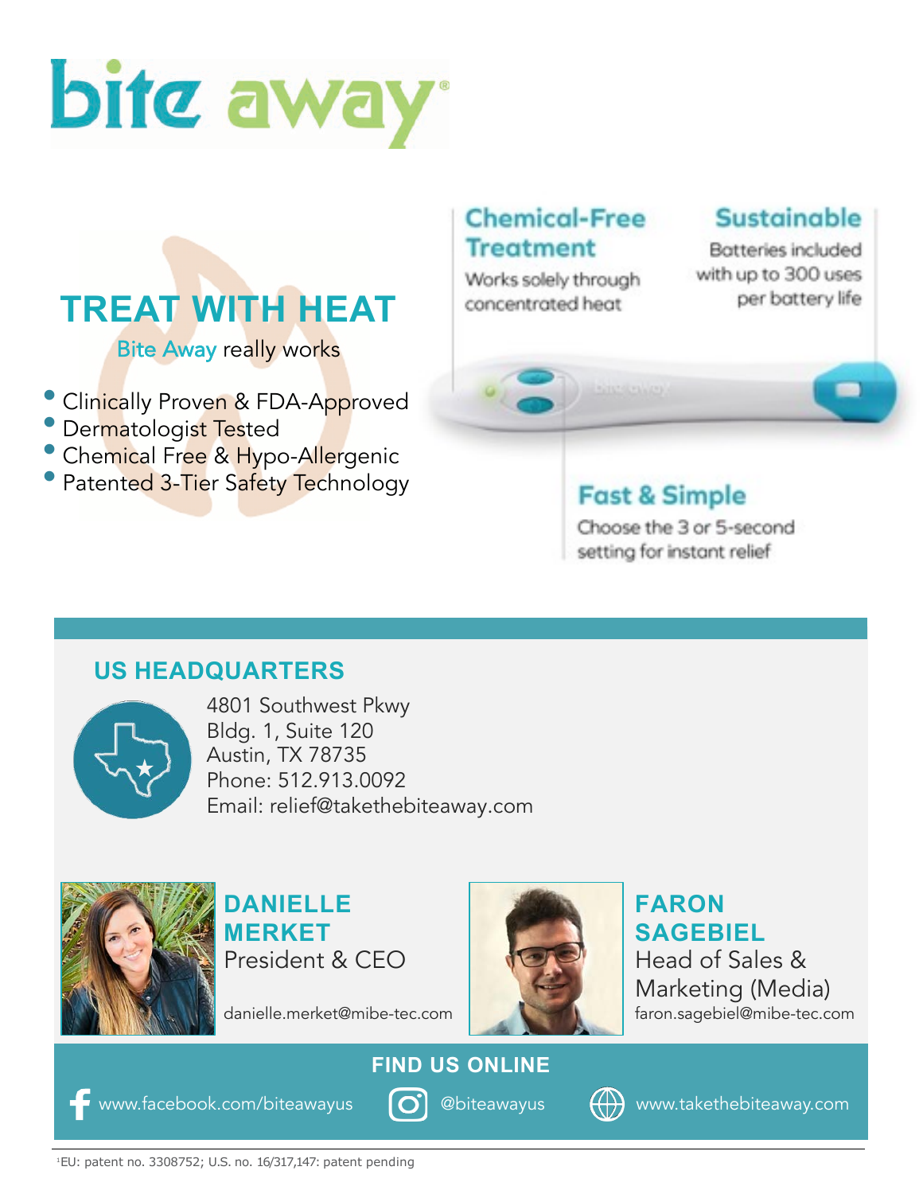# bite away®

## TREAT WITH HEAT

Bite Away really works

- Clinically Proven & FDA-Approved
- Dermatologist Tested
- Chemical Free & Hypo-Allergenic
- Patented 3-Tier Safety Technology

### Chemical-Free Treatment

Works solely through concentrated heat

### Sustainable

Batteries included with up to 300 uses per battery life

### Fast & Simple

Choose the 3 or 5-second setting for instant relief

## US HEADQUARTERS

4801 Southwest Pkwy
Bldg. 1, Suite 120
Austin, TX 78735
Phone: 512.913.0092
Email: relief@takethebiteaway.com

**DANIELLE MERKET**
President & CEO

danielle.merket@mibe-tec.com

**FARON SAGEBIEL**
Head of Sales & Marketing (Media)
faron.sagebiel@mibe-tec.com

## FIND US ONLINE

www.facebook.com/biteawayus

@biteawayus

www.takethebiteaway.com

[1]EU: patent no. 3308752; U.S. no. 16/317,147: patent pending